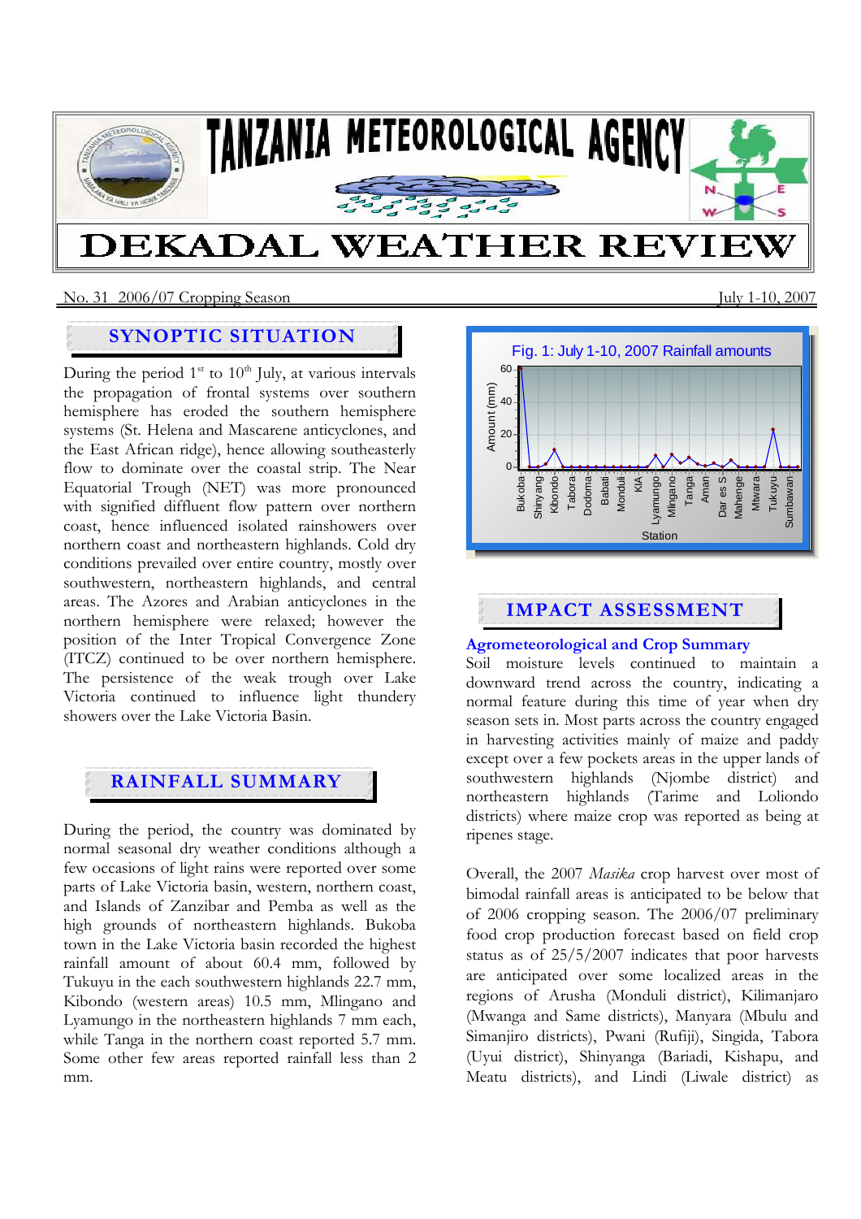# TANZANIA METEOROLOGICAL AGENCY

# DEKADAL WEATHER REVIEW

No. 31 2006/07 Cropping Season July 1-10, 2007

## SYNOPTIC SITUATION

During the period 1st to 10th July, at various intervals the propagation of frontal systems over southern hemisphere has eroded the southern hemisphere systems (St. Helena and Mascarene anticyclones, and the East African ridge), hence allowing southeasterly flow to dominate over the coastal strip. The Near Equatorial Trough (NET) was more pronounced with signified diffluent flow pattern over northern coast, hence influenced isolated rainshowers over northern coast and northeastern highlands. Cold dry conditions prevailed over entire country, mostly over southwestern, northeastern highlands, and central areas. The Azores and Arabian anticyclones in the northern hemisphere were relaxed; however the position of the Inter Tropical Convergence Zone (ITCZ) continued to be over northern hemisphere. The persistence of the weak trough over Lake Victoria continued to influence light thundery showers over the Lake Victoria Basin.

## RAINFALL SUMMARY

During the period, the country was dominated by normal seasonal dry weather conditions although a few occasions of light rains were reported over some parts of Lake Victoria basin, western, northern coast, and Islands of Zanzibar and Pemba as well as the high grounds of northeastern highlands. Bukoba town in the Lake Victoria basin recorded the highest rainfall amount of about 60.4 mm, followed by Tukuyu in the each southwestern highlands 22.7 mm, Kibondo (western areas) 10.5 mm, Mlingano and Lyamungo in the northeastern highlands 7 mm each, while Tanga in the northern coast reported 5.7 mm. Some other few areas reported rainfall less than 2 mm.

Fig. 1: July 1-10, 2007 Rainfall amounts

## IMPACT ASSESSMENT

### Agrometeorological and Crop Summary

Soil moisture levels continued to maintain a downward trend across the country, indicating a normal feature during this time of year when dry season sets in. Most parts across the country engaged in harvesting activities mainly of maize and paddy except over a few pockets areas in the upper lands of southwestern highlands (Njombe district) and northeastern highlands (Tarime and Loliondo districts) where maize crop was reported as being at ripenes stage.

Overall, the 2007 *Masika* crop harvest over most of bimodal rainfall areas is anticipated to be below that of 2006 cropping season. The 2006/07 preliminary food crop production forecast based on field crop status as of 25/5/2007 indicates that poor harvests are anticipated over some localized areas in the regions of Arusha (Monduli district), Kilimanjaro (Mwanga and Same districts), Manyara (Mbulu and Simanjiro districts), Pwani (Rufiji), Singida, Tabora (Uyui district), Shinyanga (Bariadi, Kishapu, and Meatu districts), and Lindi (Liwale district) as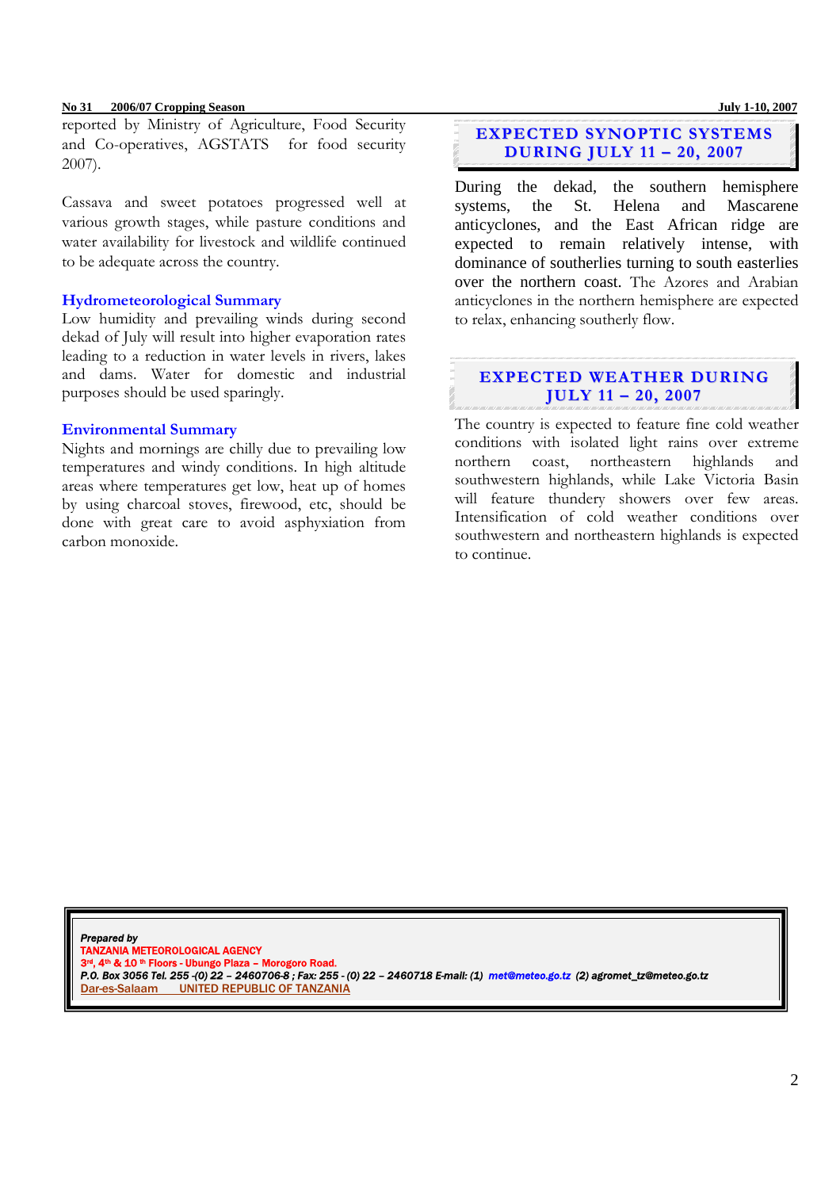reported by Ministry of Agriculture, Food Security and Co-operatives, AGSTATS for food security 2007).

Cassava and sweet potatoes progressed well at various growth stages, while pasture conditions and water availability for livestock and wildlife continued to be adequate across the country.

## Hydrometeorological Summary

Low humidity and prevailing winds during second dekad of July will result into higher evaporation rates leading to a reduction in water levels in rivers, lakes and dams. Water for domestic and industrial purposes should be used sparingly.

## Environmental Summary

Nights and mornings are chilly due to prevailing low temperatures and windy conditions. In high altitude areas where temperatures get low, heat up of homes by using charcoal stoves, firewood, etc, should be done with great care to avoid asphyxiation from carbon monoxide.

## EXPECTED SYNOPTIC SYSTEMS DURING JULY 11 – 20, 2007

During the dekad, the southern hemisphere systems, the St. Helena and Mascarene anticyclones, and the East African ridge are expected to remain relatively intense, with dominance of southerlies turning to south easterlies over the northern coast. The Azores and Arabian anticyclones in the northern hemisphere are expected to relax, enhancing southerly flow.

## EXPECTED WEATHER DURING JULY 11 – 20, 2007

The country is expected to feature fine cold weather conditions with isolated light rains over extreme northern coast, northeastern highlands and southwestern highlands, while Lake Victoria Basin will feature thundery showers over few areas. Intensification of cold weather conditions over southwestern and northeastern highlands is expected to continue.

***Prepared by***
**TANZANIA METEOROLOGICAL AGENCY**
**3rd, 4th & 10th Floors - Ubungo Plaza – Morogoro Road.**
***P.O. Box 3056 Tel. 255 -(0) 22 – 2460706-8 ; Fax: 255 - (0) 22 – 2460718 E-mail: (1) met@meteo.go.tz (2) agromet_tz@meteo.go.tz***
Dar-es-Salaam UNITED REPUBLIC OF TANZANIA